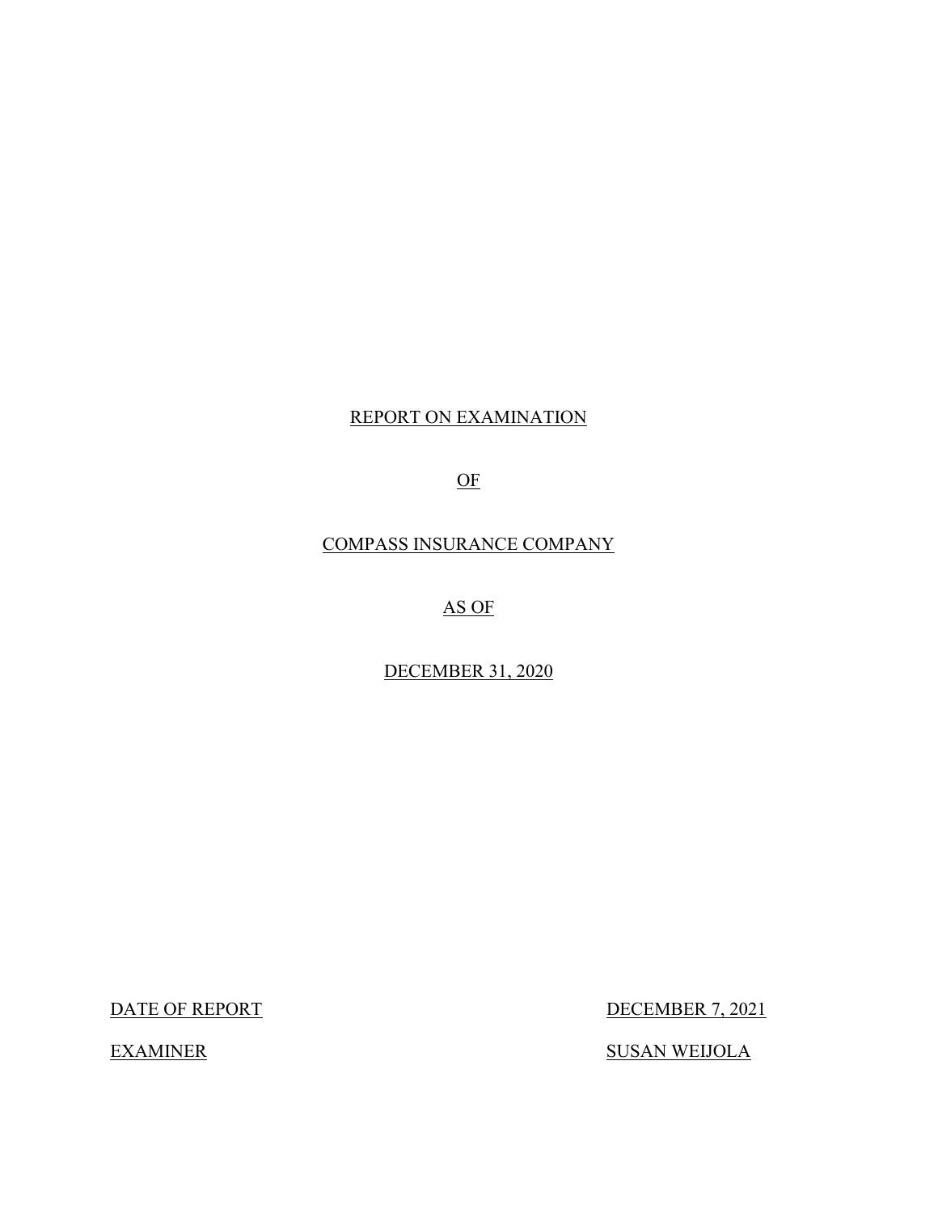# REPORT ON EXAMINATION

# OF

# COMPASS INSURANCE COMPANY

# AS OF

# DECEMBER 31, 2020

| | |
|---|---|
| DATE OF REPORT | DECEMBER 7, 2021 |
| EXAMINER | SUSAN WEIJOLA |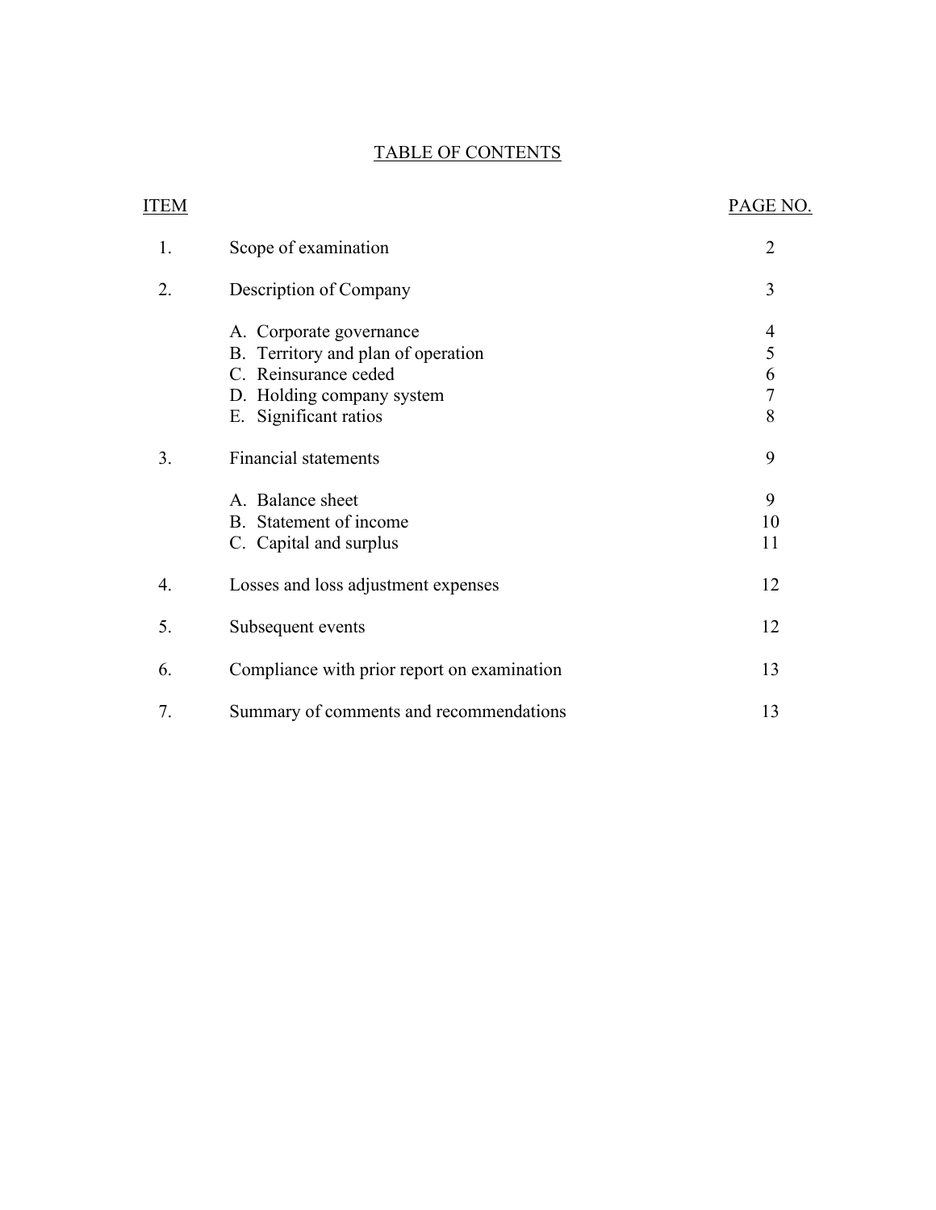# TABLE OF CONTENTS

| ITEM | | PAGE NO. |
|---|---|---|
| 1. | Scope of examination | 2 |
| 2. | Description of Company | 3 |
| | A. Corporate governance | 4 |
| | B. Territory and plan of operation | 5 |
| | C. Reinsurance ceded | 6 |
| | D. Holding company system | 7 |
| | E. Significant ratios | 8 |
| 3. | Financial statements | 9 |
| | A. Balance sheet | 9 |
| | B. Statement of income | 10 |
| | C. Capital and surplus | 11 |
| 4. | Losses and loss adjustment expenses | 12 |
| 5. | Subsequent events | 12 |
| 6. | Compliance with prior report on examination | 13 |
| 7. | Summary of comments and recommendations | 13 |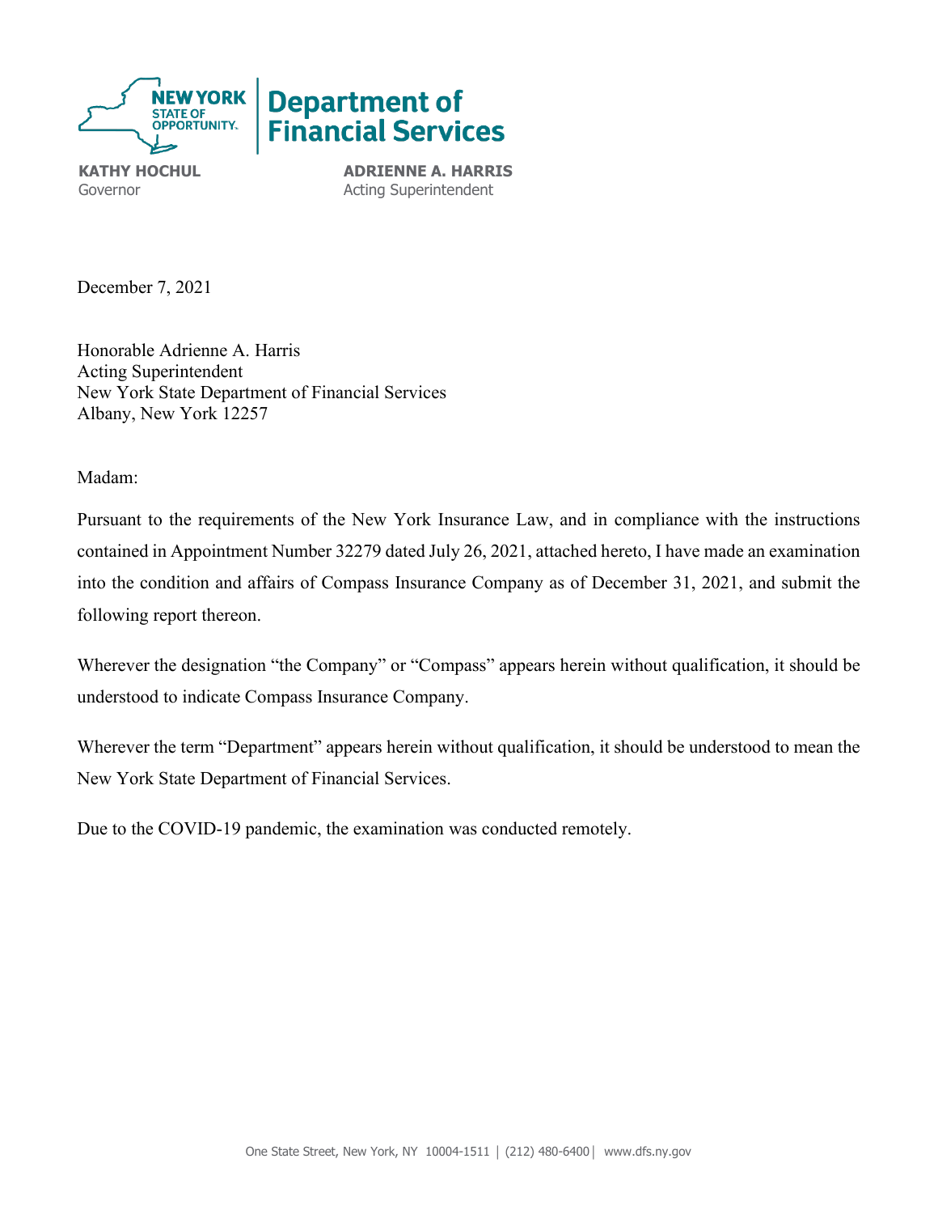**NEW YORK STATE OF OPPORTUNITY.** | **Department of Financial Services**

**KATHY HOCHUL**
Governor

**ADRIENNE A. HARRIS**
Acting Superintendent

December 7, 2021

Honorable Adrienne A. Harris
Acting Superintendent
New York State Department of Financial Services
Albany, New York 12257

Madam:

Pursuant to the requirements of the New York Insurance Law, and in compliance with the instructions contained in Appointment Number 32279 dated July 26, 2021, attached hereto, I have made an examination into the condition and affairs of Compass Insurance Company as of December 31, 2021, and submit the following report thereon.

Wherever the designation "the Company" or "Compass" appears herein without qualification, it should be understood to indicate Compass Insurance Company.

Wherever the term "Department" appears herein without qualification, it should be understood to mean the New York State Department of Financial Services.

Due to the COVID-19 pandemic, the examination was conducted remotely.

One State Street, New York, NY 10004-1511 | (212) 480-6400 | www.dfs.ny.gov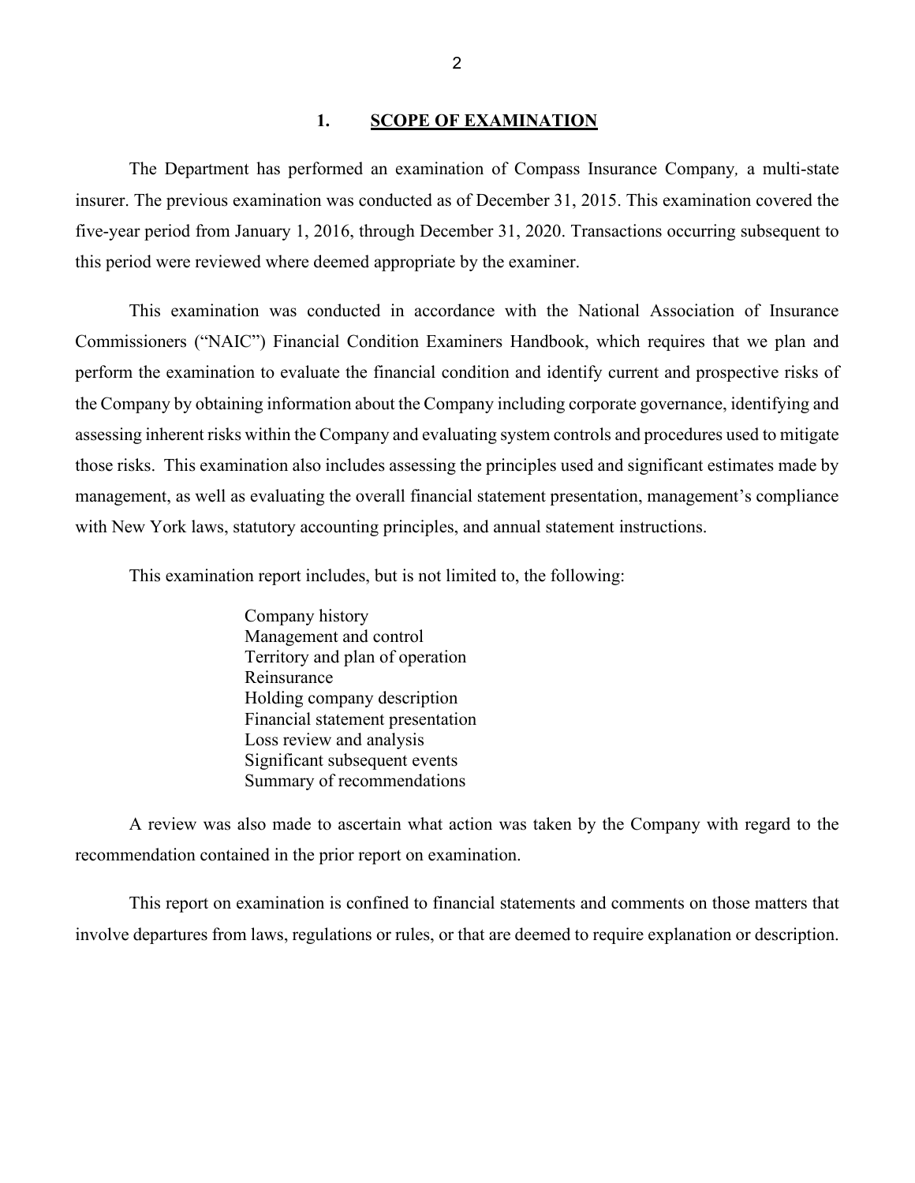## 1. SCOPE OF EXAMINATION

The Department has performed an examination of Compass Insurance Company*,* a multi-state insurer. The previous examination was conducted as of December 31, 2015. This examination covered the five-year period from January 1, 2016, through December 31, 2020. Transactions occurring subsequent to this period were reviewed where deemed appropriate by the examiner.

This examination was conducted in accordance with the National Association of Insurance Commissioners ("NAIC") Financial Condition Examiners Handbook, which requires that we plan and perform the examination to evaluate the financial condition and identify current and prospective risks of the Company by obtaining information about the Company including corporate governance, identifying and assessing inherent risks within the Company and evaluating system controls and procedures used to mitigate those risks. This examination also includes assessing the principles used and significant estimates made by management, as well as evaluating the overall financial statement presentation, management's compliance with New York laws, statutory accounting principles, and annual statement instructions.

This examination report includes, but is not limited to, the following:

- Company history
- Management and control
- Territory and plan of operation
- Reinsurance
- Holding company description
- Financial statement presentation
- Loss review and analysis
- Significant subsequent events
- Summary of recommendations

A review was also made to ascertain what action was taken by the Company with regard to the recommendation contained in the prior report on examination.

This report on examination is confined to financial statements and comments on those matters that involve departures from laws, regulations or rules, or that are deemed to require explanation or description.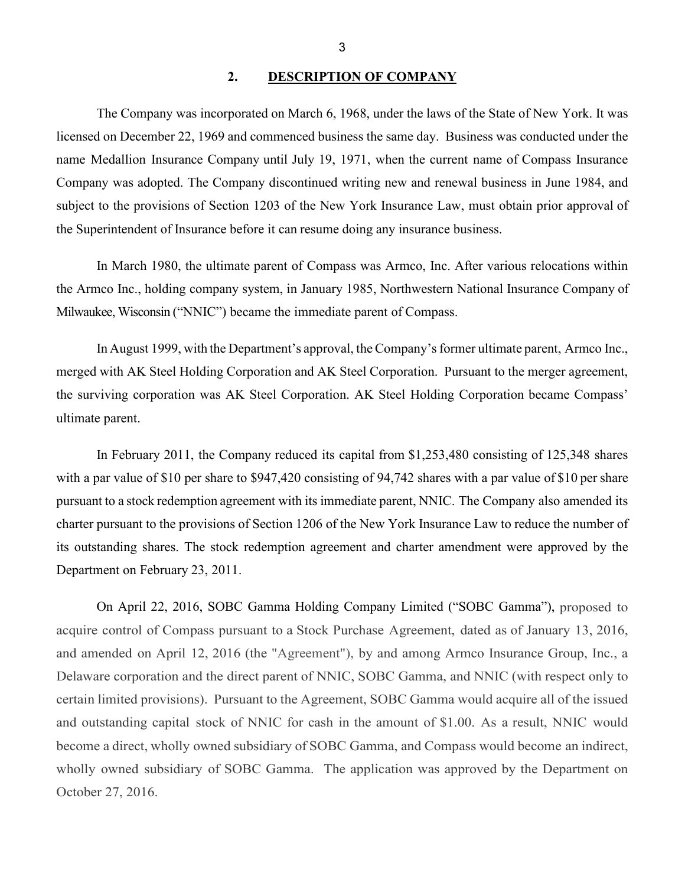## 2. DESCRIPTION OF COMPANY

The Company was incorporated on March 6, 1968, under the laws of the State of New York. It was licensed on December 22, 1969 and commenced business the same day. Business was conducted under the name Medallion Insurance Company until July 19, 1971, when the current name of Compass Insurance Company was adopted. The Company discontinued writing new and renewal business in June 1984, and subject to the provisions of Section 1203 of the New York Insurance Law, must obtain prior approval of the Superintendent of Insurance before it can resume doing any insurance business.

In March 1980, the ultimate parent of Compass was Armco, Inc. After various relocations within the Armco Inc., holding company system, in January 1985, Northwestern National Insurance Company of Milwaukee, Wisconsin ("NNIC") became the immediate parent of Compass.

In August 1999, with the Department's approval, the Company's former ultimate parent, Armco Inc., merged with AK Steel Holding Corporation and AK Steel Corporation. Pursuant to the merger agreement, the surviving corporation was AK Steel Corporation. AK Steel Holding Corporation became Compass' ultimate parent.

In February 2011, the Company reduced its capital from $1,253,480 consisting of 125,348 shares with a par value of $10 per share to $947,420 consisting of 94,742 shares with a par value of $10 per share pursuant to a stock redemption agreement with its immediate parent, NNIC. The Company also amended its charter pursuant to the provisions of Section 1206 of the New York Insurance Law to reduce the number of its outstanding shares. The stock redemption agreement and charter amendment were approved by the Department on February 23, 2011.

On April 22, 2016, SOBC Gamma Holding Company Limited ("SOBC Gamma"), proposed to acquire control of Compass pursuant to a Stock Purchase Agreement, dated as of January 13, 2016, and amended on April 12, 2016 (the "Agreement"), by and among Armco Insurance Group, Inc., a Delaware corporation and the direct parent of NNIC, SOBC Gamma, and NNIC (with respect only to certain limited provisions). Pursuant to the Agreement, SOBC Gamma would acquire all of the issued and outstanding capital stock of NNIC for cash in the amount of $1.00. As a result, NNIC would become a direct, wholly owned subsidiary of SOBC Gamma, and Compass would become an indirect, wholly owned subsidiary of SOBC Gamma. The application was approved by the Department on October 27, 2016.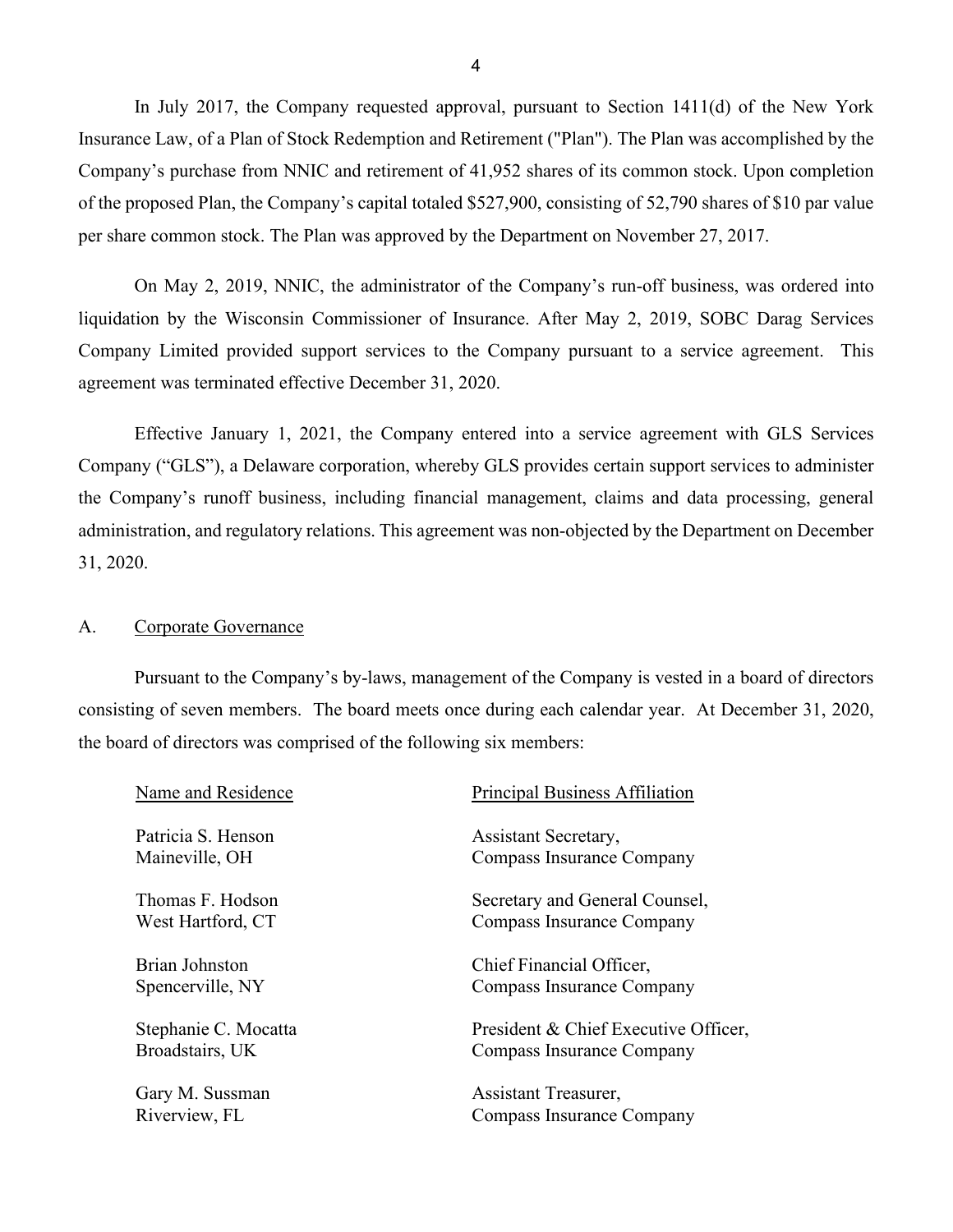In July 2017, the Company requested approval, pursuant to Section 1411(d) of the New York Insurance Law, of a Plan of Stock Redemption and Retirement ("Plan"). The Plan was accomplished by the Company's purchase from NNIC and retirement of 41,952 shares of its common stock. Upon completion of the proposed Plan, the Company's capital totaled $527,900, consisting of 52,790 shares of $10 par value per share common stock. The Plan was approved by the Department on November 27, 2017.

On May 2, 2019, NNIC, the administrator of the Company's run-off business, was ordered into liquidation by the Wisconsin Commissioner of Insurance. After May 2, 2019, SOBC Darag Services Company Limited provided support services to the Company pursuant to a service agreement. This agreement was terminated effective December 31, 2020.

Effective January 1, 2021, the Company entered into a service agreement with GLS Services Company ("GLS"), a Delaware corporation, whereby GLS provides certain support services to administer the Company's runoff business, including financial management, claims and data processing, general administration, and regulatory relations. This agreement was non-objected by the Department on December 31, 2020.

## A. Corporate Governance

Pursuant to the Company's by-laws, management of the Company is vested in a board of directors consisting of seven members. The board meets once during each calendar year. At December 31, 2020, the board of directors was comprised of the following six members:

| Name and Residence | Principal Business Affiliation |
|---|---|
| Patricia S. Henson<br>Maineville, OH | Assistant Secretary,<br>Compass Insurance Company |
| Thomas F. Hodson<br>West Hartford, CT | Secretary and General Counsel,<br>Compass Insurance Company |
| Brian Johnston<br>Spencerville, NY | Chief Financial Officer,<br>Compass Insurance Company |
| Stephanie C. Mocatta<br>Broadstairs, UK | President & Chief Executive Officer,<br>Compass Insurance Company |
| Gary M. Sussman<br>Riverview, FL | Assistant Treasurer,<br>Compass Insurance Company |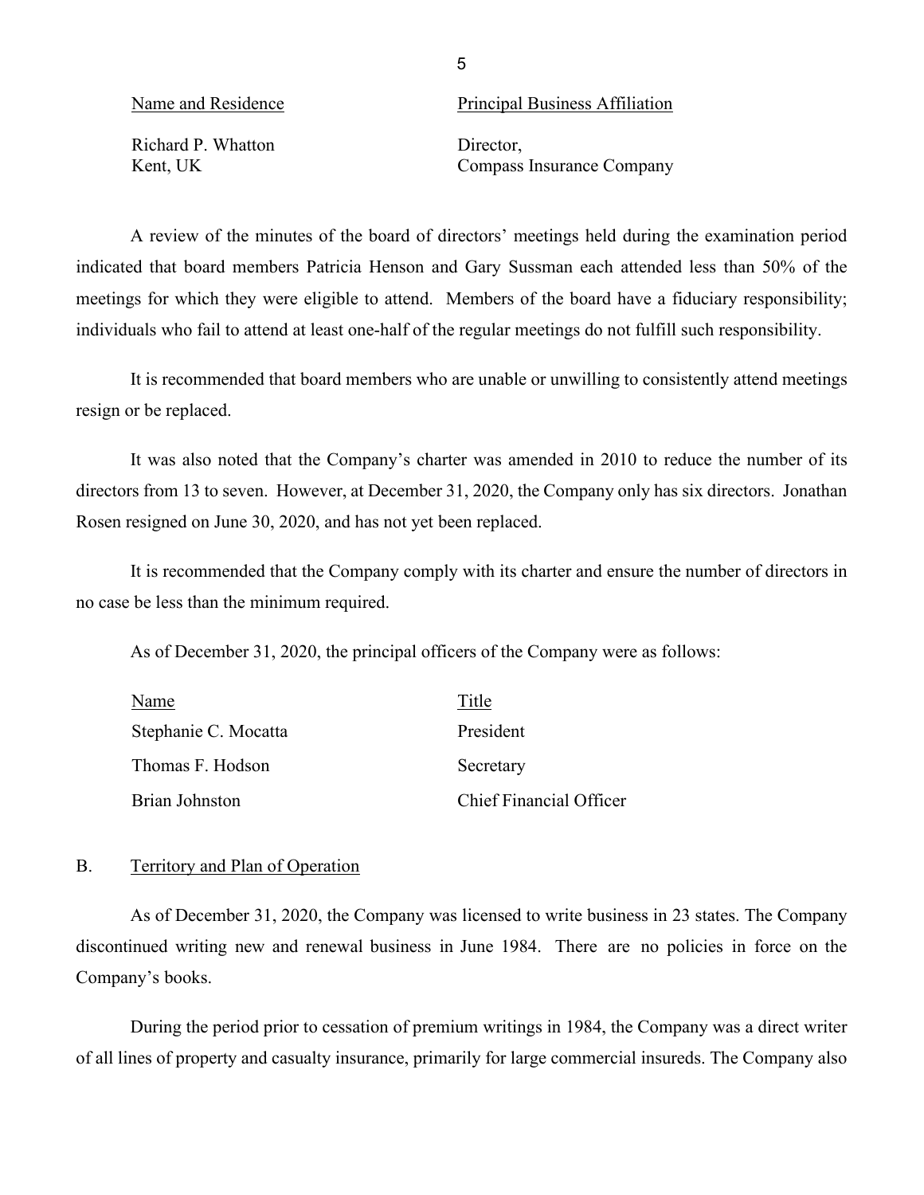| Name and Residence | Principal Business Affiliation |
|---|---|
| Richard P. Whatton<br>Kent, UK | Director,<br>Compass Insurance Company |

A review of the minutes of the board of directors' meetings held during the examination period indicated that board members Patricia Henson and Gary Sussman each attended less than 50% of the meetings for which they were eligible to attend. Members of the board have a fiduciary responsibility; individuals who fail to attend at least one-half of the regular meetings do not fulfill such responsibility.

It is recommended that board members who are unable or unwilling to consistently attend meetings resign or be replaced.

It was also noted that the Company's charter was amended in 2010 to reduce the number of its directors from 13 to seven. However, at December 31, 2020, the Company only has six directors. Jonathan Rosen resigned on June 30, 2020, and has not yet been replaced.

It is recommended that the Company comply with its charter and ensure the number of directors in no case be less than the minimum required.

As of December 31, 2020, the principal officers of the Company were as follows:

| Name | Title |
|---|---|
| Stephanie C. Mocatta | President |
| Thomas F. Hodson | Secretary |
| Brian Johnston | Chief Financial Officer |

## B. Territory and Plan of Operation

As of December 31, 2020, the Company was licensed to write business in 23 states. The Company discontinued writing new and renewal business in June 1984. There are no policies in force on the Company's books.

During the period prior to cessation of premium writings in 1984, the Company was a direct writer of all lines of property and casualty insurance, primarily for large commercial insureds. The Company also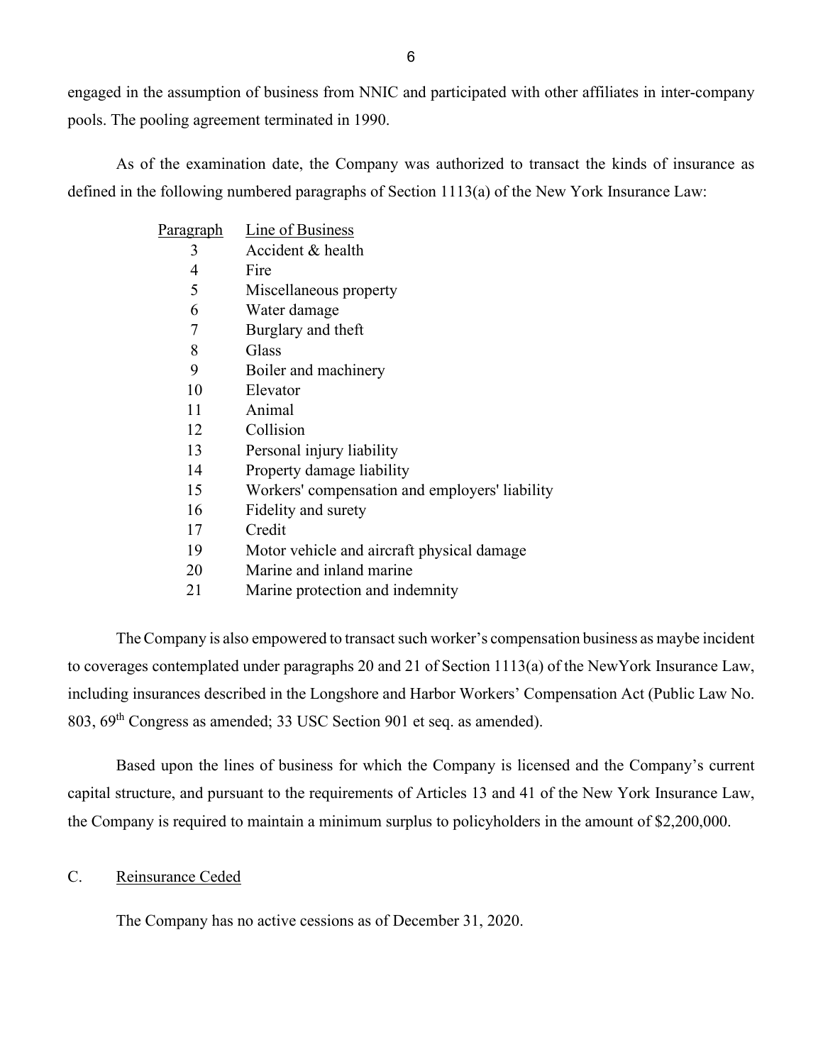engaged in the assumption of business from NNIC and participated with other affiliates in inter-company pools. The pooling agreement terminated in 1990.

As of the examination date, the Company was authorized to transact the kinds of insurance as defined in the following numbered paragraphs of Section 1113(a) of the New York Insurance Law:

| Paragraph | Line of Business |
|---|---|
| 3 | Accident & health |
| 4 | Fire |
| 5 | Miscellaneous property |
| 6 | Water damage |
| 7 | Burglary and theft |
| 8 | Glass |
| 9 | Boiler and machinery |
| 10 | Elevator |
| 11 | Animal |
| 12 | Collision |
| 13 | Personal injury liability |
| 14 | Property damage liability |
| 15 | Workers' compensation and employers' liability |
| 16 | Fidelity and surety |
| 17 | Credit |
| 19 | Motor vehicle and aircraft physical damage |
| 20 | Marine and inland marine |
| 21 | Marine protection and indemnity |

The Company is also empowered to transact such worker's compensation business as maybe incident to coverages contemplated under paragraphs 20 and 21 of Section 1113(a) of the NewYork Insurance Law, including insurances described in the Longshore and Harbor Workers' Compensation Act (Public Law No. 803, 69th Congress as amended; 33 USC Section 901 et seq. as amended).

Based upon the lines of business for which the Company is licensed and the Company's current capital structure, and pursuant to the requirements of Articles 13 and 41 of the New York Insurance Law, the Company is required to maintain a minimum surplus to policyholders in the amount of $2,200,000.

## C. Reinsurance Ceded

The Company has no active cessions as of December 31, 2020.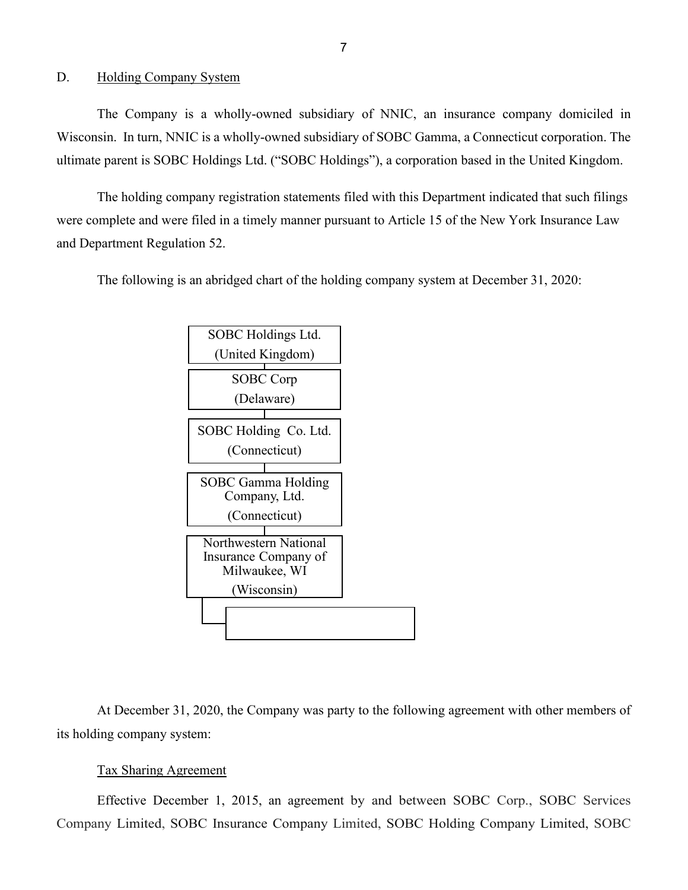D. Holding Company System

The Company is a wholly-owned subsidiary of NNIC, an insurance company domiciled in Wisconsin. In turn, NNIC is a wholly-owned subsidiary of SOBC Gamma, a Connecticut corporation. The ultimate parent is SOBC Holdings Ltd. ("SOBC Holdings"), a corporation based in the United Kingdom.

The holding company registration statements filed with this Department indicated that such filings were complete and were filed in a timely manner pursuant to Article 15 of the New York Insurance Law and Department Regulation 52.

The following is an abridged chart of the holding company system at December 31, 2020:

SOBC Holdings Ltd.
(United Kingdom)

SOBC Corp
(Delaware)

SOBC Holding Co. Ltd.
(Connecticut)

SOBC Gamma Holding Company, Ltd.
(Connecticut)

Northwestern National Insurance Company of Milwaukee, WI
(Wisconsin)

At December 31, 2020, the Company was party to the following agreement with other members of its holding company system:

Tax Sharing Agreement

Effective December 1, 2015, an agreement by and between SOBC Corp., SOBC Services Company Limited, SOBC Insurance Company Limited, SOBC Holding Company Limited, SOBC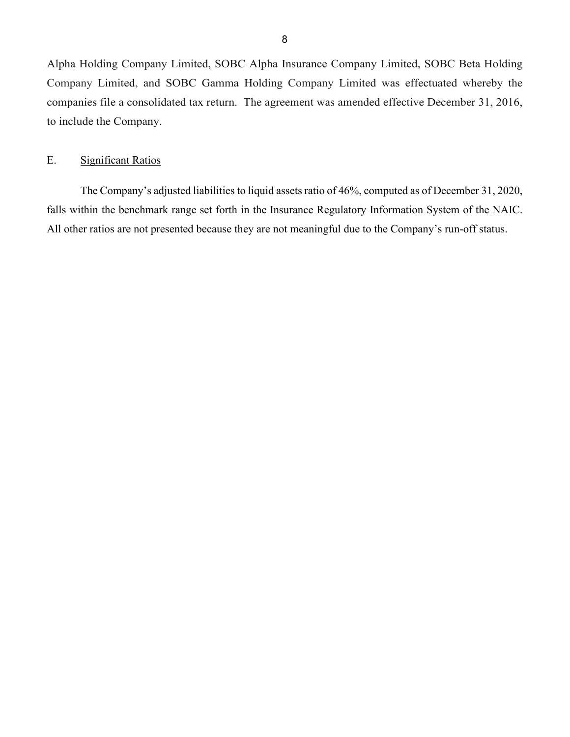Alpha Holding Company Limited, SOBC Alpha Insurance Company Limited, SOBC Beta Holding Company Limited, and SOBC Gamma Holding Company Limited was effectuated whereby the companies file a consolidated tax return. The agreement was amended effective December 31, 2016, to include the Company.

## E. Significant Ratios

The Company's adjusted liabilities to liquid assets ratio of 46%, computed as of December 31, 2020, falls within the benchmark range set forth in the Insurance Regulatory Information System of the NAIC. All other ratios are not presented because they are not meaningful due to the Company's run-off status.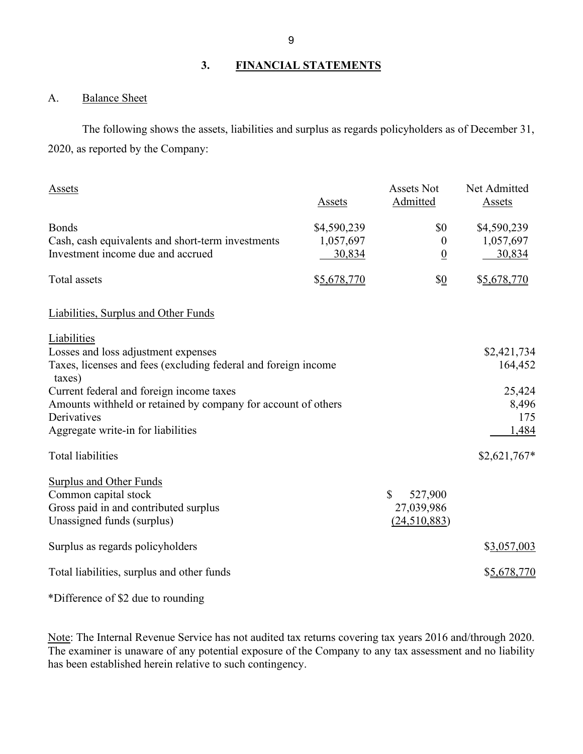## 3. FINANCIAL STATEMENTS

### A. Balance Sheet

The following shows the assets, liabilities and surplus as regards policyholders as of December 31, 2020, as reported by the Company:

| Assets | Assets | Assets Not Admitted | Net Admitted Assets |
|---|---|---|---|
| Bonds | $4,590,239 | $0 | $4,590,239 |
| Cash, cash equivalents and short-term investments | 1,057,697 | 0 | 1,057,697 |
| Investment income due and accrued | 30,834 | 0 | 30,834 |
| Total assets | $5,678,770 | $0 | $5,678,770 |

| Liabilities, Surplus and Other Funds | | |
|---|---|---|
| **Liabilities** | | |
| Losses and loss adjustment expenses | | $2,421,734 |
| Taxes, licenses and fees (excluding federal and foreign income taxes) | | 164,452 |
| Current federal and foreign income taxes | | 25,424 |
| Amounts withheld or retained by company for account of others | | 8,496 |
| Derivatives | | 175 |
| Aggregate write-in for liabilities | | 1,484 |
| Total liabilities | | $2,621,767* |
| **Surplus and Other Funds** | | |
| Common capital stock | $ 527,900 | |
| Gross paid in and contributed surplus | 27,039,986 | |
| Unassigned funds (surplus) | (24,510,883) | |
| Surplus as regards policyholders | | $3,057,003 |
| Total liabilities, surplus and other funds | | $5,678,770 |

*Difference of $2 due to rounding

Note: The Internal Revenue Service has not audited tax returns covering tax years 2016 and/through 2020. The examiner is unaware of any potential exposure of the Company to any tax assessment and no liability has been established herein relative to such contingency.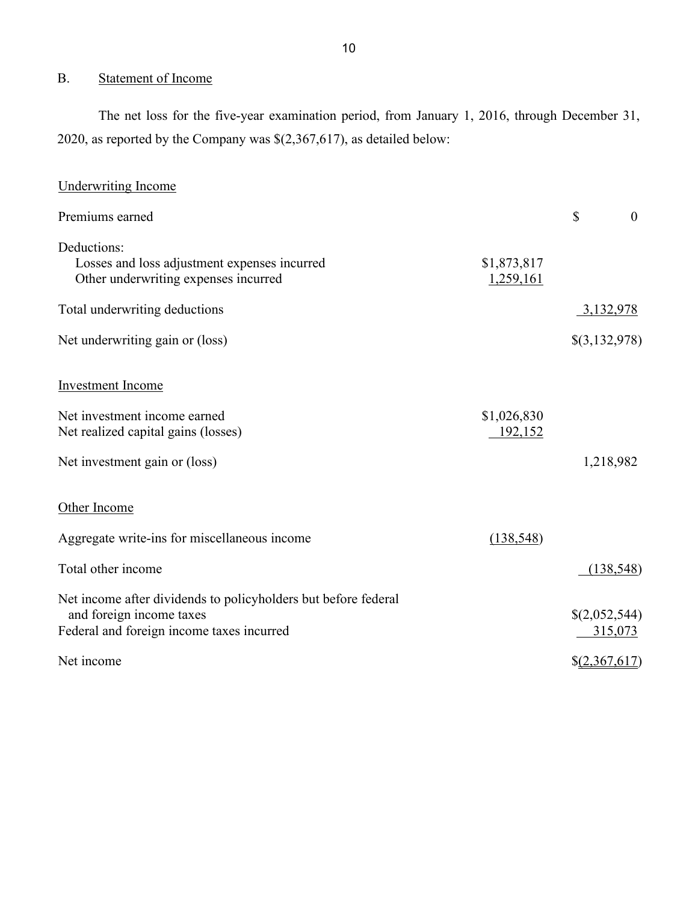## B. Statement of Income

The net loss for the five-year examination period, from January 1, 2016, through December 31, 2020, as reported by the Company was $(2,367,617), as detailed below:

| | | |
|---|---|---|
| Underwriting Income | | |
| Premiums earned | | $ 0 |
| Deductions: | | |
| Losses and loss adjustment expenses incurred | $1,873,817 | |
| Other underwriting expenses incurred | 1,259,161 | |
| Total underwriting deductions | | 3,132,978 |
| Net underwriting gain or (loss) | | $(3,132,978) |
| Investment Income | | |
| Net investment income earned | $1,026,830 | |
| Net realized capital gains (losses) | 192,152 | |
| Net investment gain or (loss) | | 1,218,982 |
| Other Income | | |
| Aggregate write-ins for miscellaneous income | (138,548) | |
| Total other income | | (138,548) |
| Net income after dividends to policyholders but before federal and foreign income taxes | | $(2,052,544) |
| Federal and foreign income taxes incurred | | 315,073 |
| Net income | | $(2,367,617) |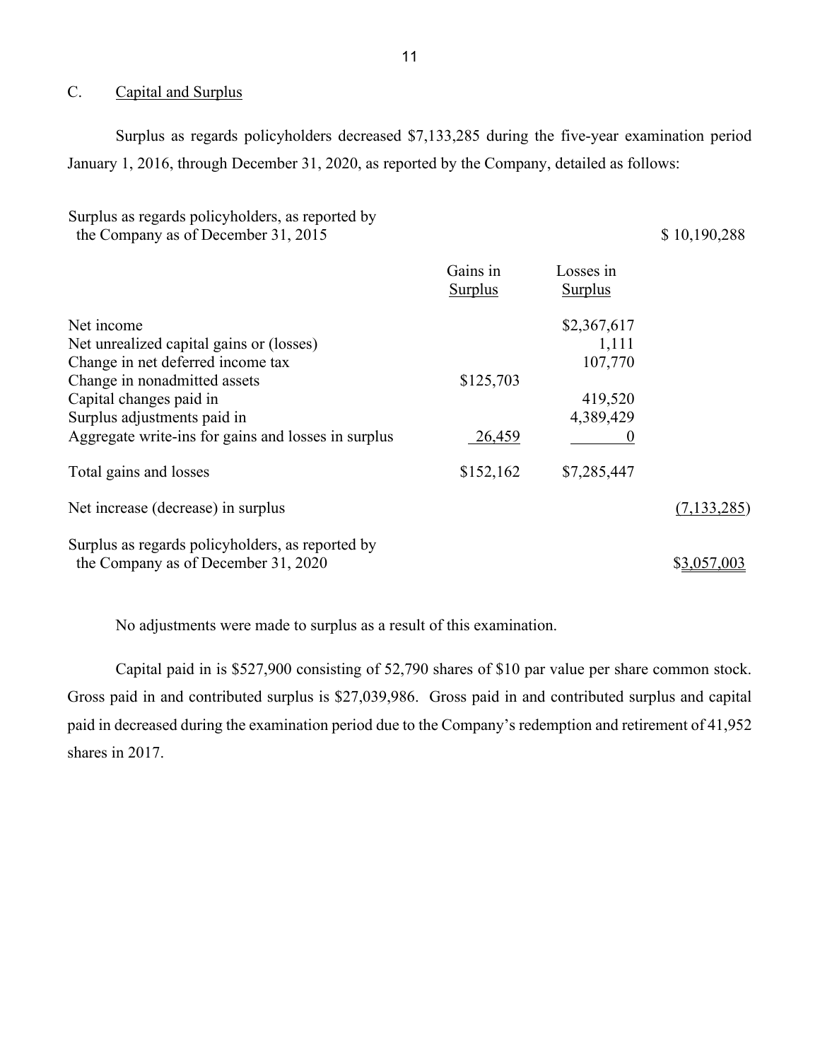## C. Capital and Surplus

Surplus as regards policyholders decreased $7,133,285 during the five-year examination period January 1, 2016, through December 31, 2020, as reported by the Company, detailed as follows:

| | Gains in Surplus | Losses in Surplus | |
|---|---|---|---|
| Surplus as regards policyholders, as reported by the Company as of December 31, 2015 | | | $ 10,190,288 |
| Net income | | $2,367,617 | |
| Net unrealized capital gains or (losses) | | 1,111 | |
| Change in net deferred income tax | | 107,770 | |
| Change in nonadmitted assets | $125,703 | | |
| Capital changes paid in | | 419,520 | |
| Surplus adjustments paid in | | 4,389,429 | |
| Aggregate write-ins for gains and losses in surplus | 26,459 | 0 | |
| Total gains and losses | $152,162 | $7,285,447 | |
| Net increase (decrease) in surplus | | | (7,133,285) |
| Surplus as regards policyholders, as reported by the Company as of December 31, 2020 | | | $3,057,003 |

No adjustments were made to surplus as a result of this examination.

Capital paid in is $527,900 consisting of 52,790 shares of $10 par value per share common stock. Gross paid in and contributed surplus is $27,039,986. Gross paid in and contributed surplus and capital paid in decreased during the examination period due to the Company's redemption and retirement of 41,952 shares in 2017.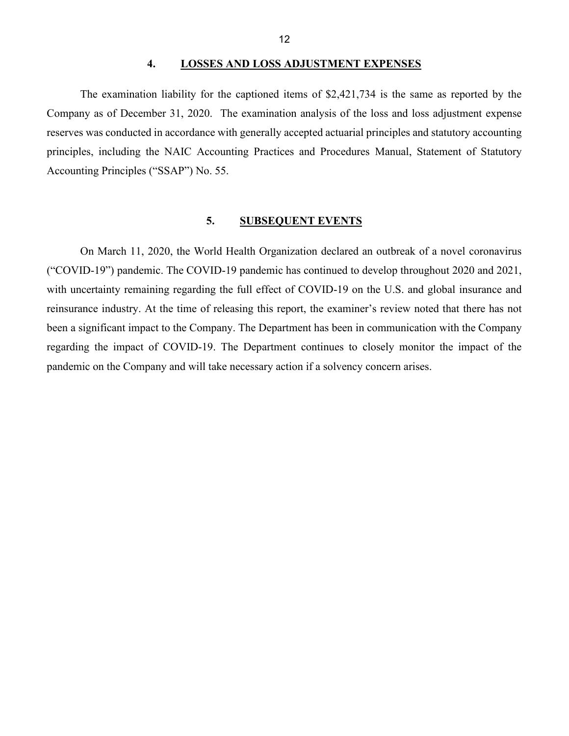## 4. LOSSES AND LOSS ADJUSTMENT EXPENSES

The examination liability for the captioned items of $2,421,734 is the same as reported by the Company as of December 31, 2020. The examination analysis of the loss and loss adjustment expense reserves was conducted in accordance with generally accepted actuarial principles and statutory accounting principles, including the NAIC Accounting Practices and Procedures Manual, Statement of Statutory Accounting Principles ("SSAP") No. 55.

## 5. SUBSEQUENT EVENTS

On March 11, 2020, the World Health Organization declared an outbreak of a novel coronavirus ("COVID-19") pandemic. The COVID-19 pandemic has continued to develop throughout 2020 and 2021, with uncertainty remaining regarding the full effect of COVID-19 on the U.S. and global insurance and reinsurance industry. At the time of releasing this report, the examiner's review noted that there has not been a significant impact to the Company. The Department has been in communication with the Company regarding the impact of COVID-19. The Department continues to closely monitor the impact of the pandemic on the Company and will take necessary action if a solvency concern arises.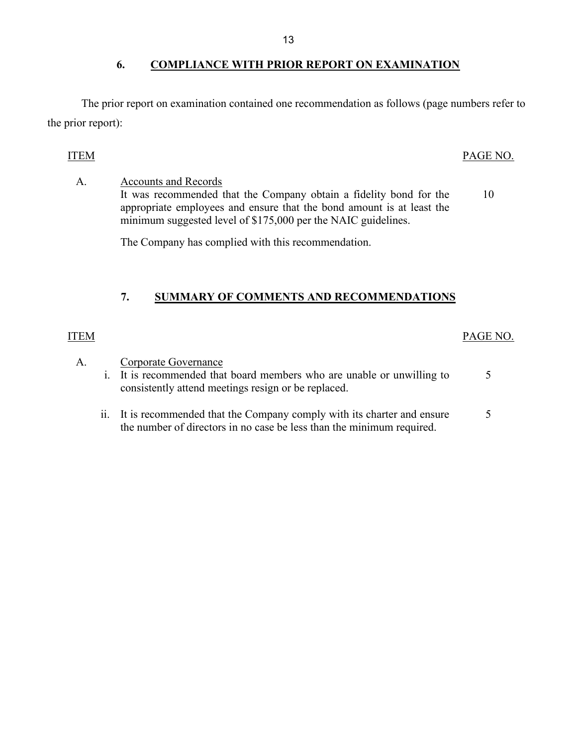## 6. COMPLIANCE WITH PRIOR REPORT ON EXAMINATION

The prior report on examination contained one recommendation as follows (page numbers refer to the prior report):

| ITEM | | PAGE NO. |
|---|---|---|
| A. | Accounts and Records<br>It was recommended that the Company obtain a fidelity bond for the appropriate employees and ensure that the bond amount is at least the minimum suggested level of $175,000 per the NAIC guidelines. | 10 |
| | The Company has complied with this recommendation. | |

## 7. SUMMARY OF COMMENTS AND RECOMMENDATIONS

| ITEM | | PAGE NO. |
|---|---|---|
| A. | Corporate Governance | |
| i. | It is recommended that board members who are unable or unwilling to consistently attend meetings resign or be replaced. | 5 |
| ii. | It is recommended that the Company comply with its charter and ensure the number of directors in no case be less than the minimum required. | 5 |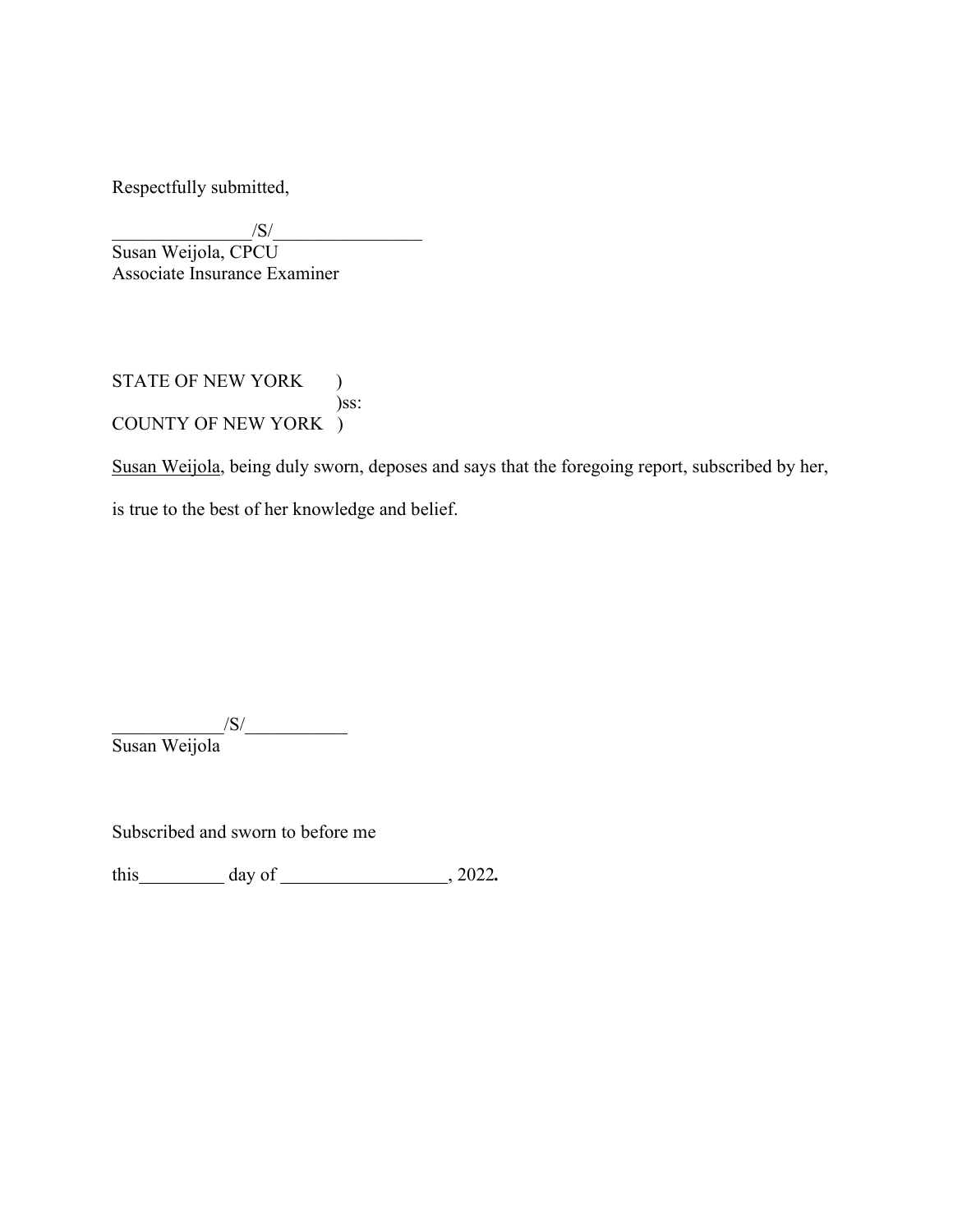Respectfully submitted,

_______________/S/________________
Susan Weijola, CPCU
Associate Insurance Examiner

STATE OF NEW YORK )
)ss:
COUNTY OF NEW YORK )

Susan Weijola, being duly sworn, deposes and says that the foregoing report, subscribed by her, is true to the best of her knowledge and belief.

____________/S/___________
Susan Weijola

Subscribed and sworn to before me

this_________ day of __________________, 2022**.**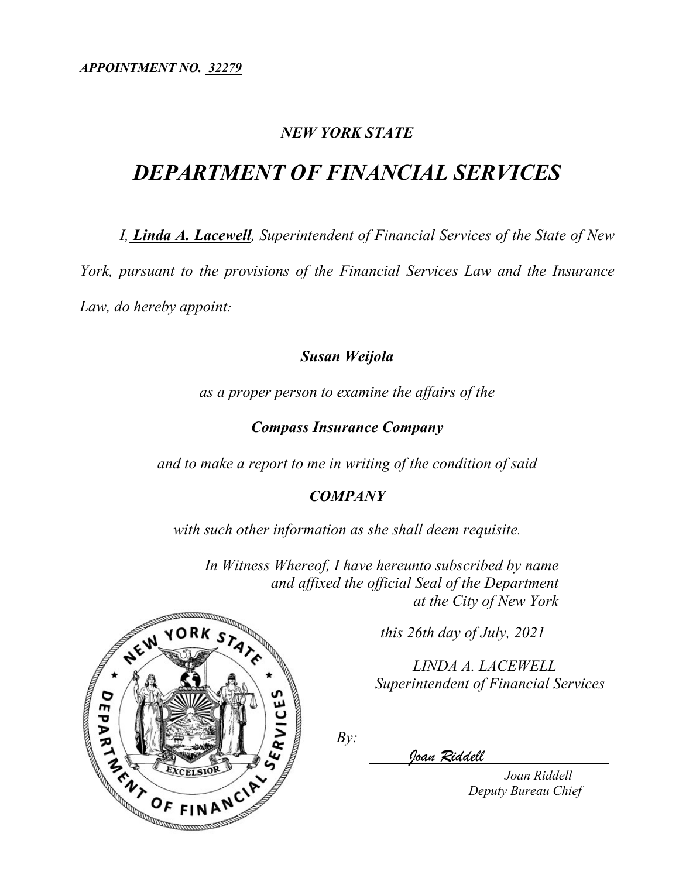***APPOINTMENT NO. 32279***

***NEW YORK STATE***

# ***DEPARTMENT OF FINANCIAL SERVICES***

*I, **Linda A. Lacewell**, Superintendent of Financial Services of the State of New York, pursuant to the provisions of the Financial Services Law and the Insurance Law, do hereby appoint:*

***Susan Weijola***

*as a proper person to examine the affairs of the*

***Compass Insurance Company***

*and to make a report to me in writing of the condition of said*

***COMPANY***

*with such other information as she shall deem requisite.*

*In Witness Whereof, I have hereunto subscribed by name and affixed the official Seal of the Department at the City of New York*

*this 26th day of July, 2021*

*LINDA A. LACEWELL*
*Superintendent of Financial Services*

*By:*

*Joan Riddell*

*Joan Riddell*
*Deputy Bureau Chief*